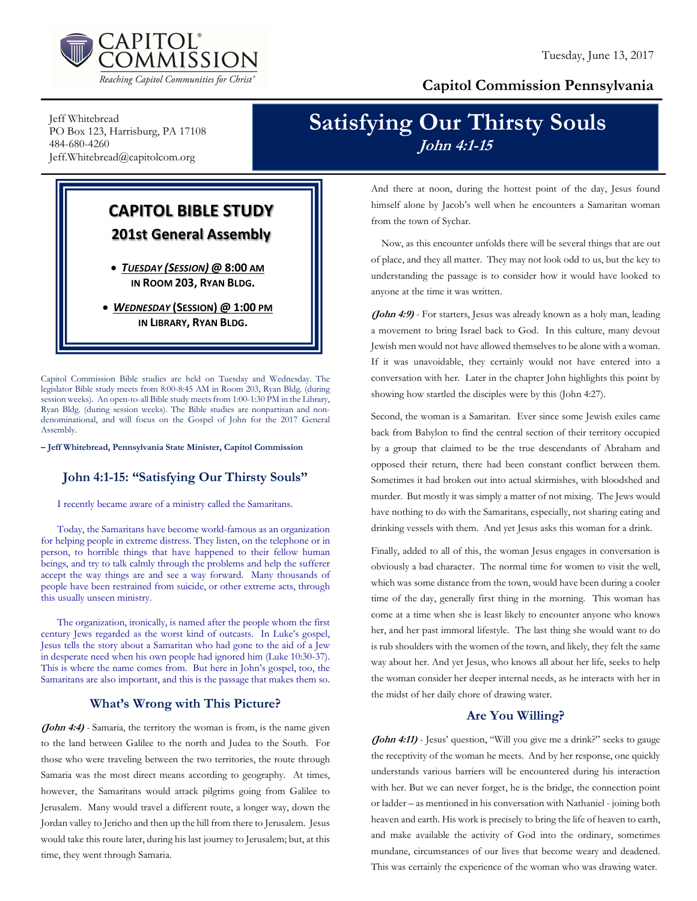Tuesday, June 13, 2017

**Capitol Commission Pennsylvania**

Jeff Whitebread
PO Box 123, Harrisburg, PA 17108
484-680-4260
Jeff.Whitebread@capitolcom.org

# Satisfying Our Thirsty Souls

***John 4:1-15***

## CAPITOL BIBLE STUDY
### 201st General Assembly

- ***TUESDAY (SESSION)* @ 8:00 AM**
  **IN ROOM 203, RYAN BLDG.**
- ***WEDNESDAY* (SESSION) @ 1:00 PM**
  **IN LIBRARY, RYAN BLDG.**

Capitol Commission Bible studies are held on Tuesday and Wednesday. The legislator Bible study meets from 8:00-8:45 AM in Room 203, Ryan Bldg. (during session weeks). An open-to-all Bible study meets from 1:00-1:30 PM in the Library, Ryan Bldg. (during session weeks). The Bible studies are nonpartisan and non-denominational, and will focus on the Gospel of John for the 2017 General Assembly.

**– Jeff Whitebread, Pennsylvania State Minister, Capitol Commission**

## John 4:1-15: "Satisfying Our Thirsty Souls"

I recently became aware of a ministry called the Samaritans.

Today, the Samaritans have become world-famous as an organization for helping people in extreme distress. They listen, on the telephone or in person, to horrible things that have happened to their fellow human beings, and try to talk calmly through the problems and help the sufferer accept the way things are and see a way forward. Many thousands of people have been restrained from suicide, or other extreme acts, through this usually unseen ministry.

The organization, ironically, is named after the people whom the first century Jews regarded as the worst kind of outcasts. In Luke's gospel, Jesus tells the story about a Samaritan who had gone to the aid of a Jew in desperate need when his own people had ignored him (Luke 10:30-37). This is where the name comes from. But here in John's gospel, too, the Samaritans are also important, and this is the passage that makes them so.

### What's Wrong with This Picture?

***(John 4:4)*** - Samaria, the territory the woman is from, is the name given to the land between Galilee to the north and Judea to the South. For those who were traveling between the two territories, the route through Samaria was the most direct means according to geography. At times, however, the Samaritans would attack pilgrims going from Galilee to Jerusalem. Many would travel a different route, a longer way, down the Jordan valley to Jericho and then up the hill from there to Jerusalem. Jesus would take this route later, during his last journey to Jerusalem; but, at this time, they went through Samaria.

And there at noon, during the hottest point of the day, Jesus found himself alone by Jacob's well when he encounters a Samaritan woman from the town of Sychar.

Now, as this encounter unfolds there will be several things that are out of place, and they all matter. They may not look odd to us, but the key to understanding the passage is to consider how it would have looked to anyone at the time it was written.

***(John 4:9)*** - For starters, Jesus was already known as a holy man, leading a movement to bring Israel back to God. In this culture, many devout Jewish men would not have allowed themselves to be alone with a woman. If it was unavoidable, they certainly would not have entered into a conversation with her. Later in the chapter John highlights this point by showing how startled the disciples were by this (John 4:27).

Second, the woman is a Samaritan. Ever since some Jewish exiles came back from Babylon to find the central section of their territory occupied by a group that claimed to be the true descendants of Abraham and opposed their return, there had been constant conflict between them. Sometimes it had broken out into actual skirmishes, with bloodshed and murder. But mostly it was simply a matter of not mixing. The Jews would have nothing to do with the Samaritans, especially, not sharing eating and drinking vessels with them. And yet Jesus asks this woman for a drink.

Finally, added to all of this, the woman Jesus engages in conversation is obviously a bad character. The normal time for women to visit the well, which was some distance from the town, would have been during a cooler time of the day, generally first thing in the morning. This woman has come at a time when she is least likely to encounter anyone who knows her, and her past immoral lifestyle. The last thing she would want to do is rub shoulders with the women of the town, and likely, they felt the same way about her. And yet Jesus, who knows all about her life, seeks to help the woman consider her deeper internal needs, as he interacts with her in the midst of her daily chore of drawing water.

### Are You Willing?

***(John 4:11)*** - Jesus' question, "Will you give me a drink?" seeks to gauge the receptivity of the woman he meets. And by her response, one quickly understands various barriers will be encountered during his interaction with her. But we can never forget, he is the bridge, the connection point or ladder – as mentioned in his conversation with Nathaniel - joining both heaven and earth. His work is precisely to bring the life of heaven to earth, and make available the activity of God into the ordinary, sometimes mundane, circumstances of our lives that become weary and deadened. This was certainly the experience of the woman who was drawing water.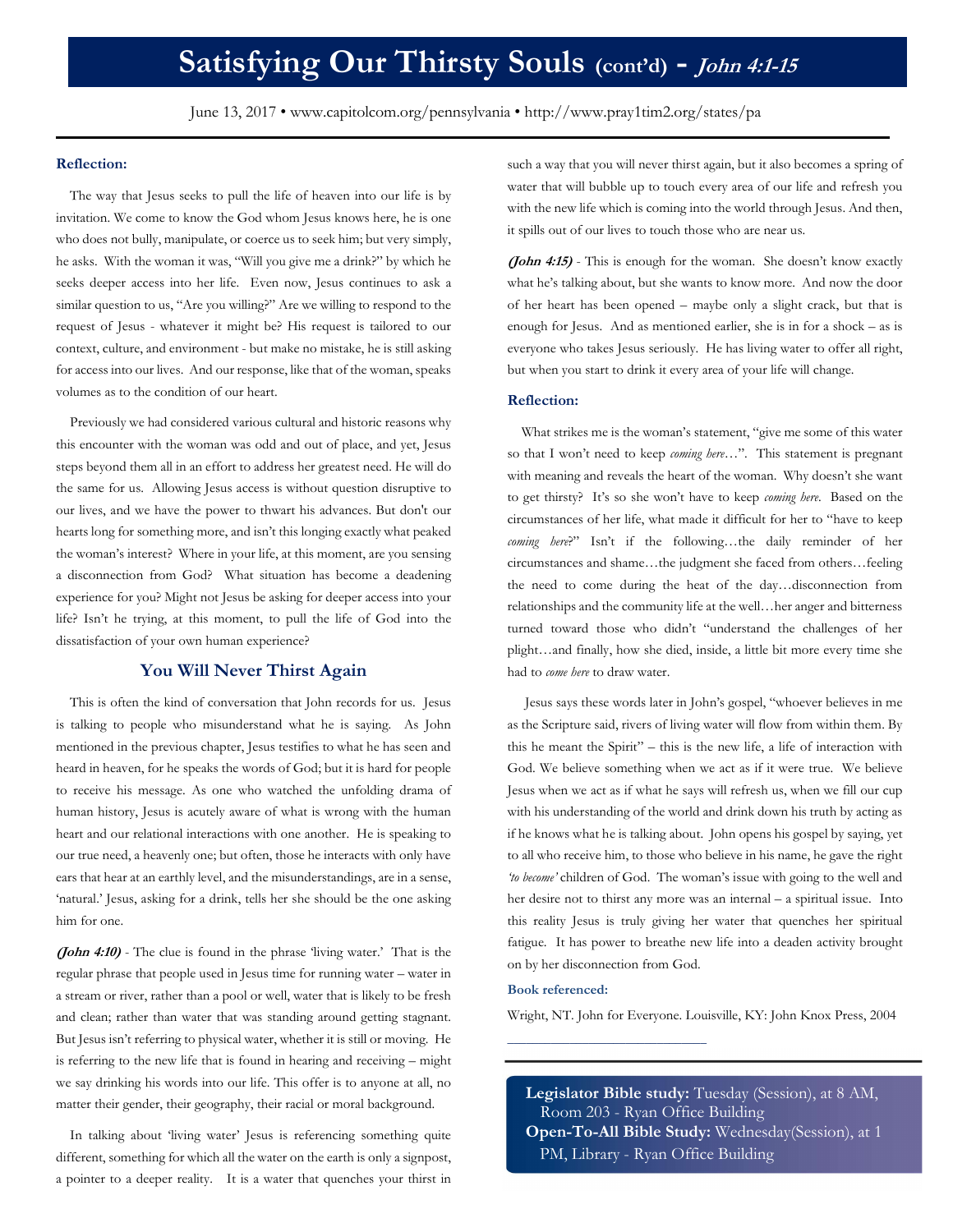# Satisfying Our Thirsty Souls (cont'd) - *John 4:1-15*

June 13, 2017 • www.capitolcom.org/pennsylvania • http://www.pray1tim2.org/states/pa

### Reflection:

The way that Jesus seeks to pull the life of heaven into our life is by invitation. We come to know the God whom Jesus knows here, he is one who does not bully, manipulate, or coerce us to seek him; but very simply, he asks. With the woman it was, "Will you give me a drink?" by which he seeks deeper access into her life. Even now, Jesus continues to ask a similar question to us, "Are you willing?" Are we willing to respond to the request of Jesus - whatever it might be? His request is tailored to our context, culture, and environment - but make no mistake, he is still asking for access into our lives. And our response, like that of the woman, speaks volumes as to the condition of our heart.

Previously we had considered various cultural and historic reasons why this encounter with the woman was odd and out of place, and yet, Jesus steps beyond them all in an effort to address her greatest need. He will do the same for us. Allowing Jesus access is without question disruptive to our lives, and we have the power to thwart his advances. But don't our hearts long for something more, and isn't this longing exactly what peaked the woman's interest? Where in your life, at this moment, are you sensing a disconnection from God? What situation has become a deadening experience for you? Might not Jesus be asking for deeper access into your life? Isn't he trying, at this moment, to pull the life of God into the dissatisfaction of your own human experience?

## You Will Never Thirst Again

This is often the kind of conversation that John records for us. Jesus is talking to people who misunderstand what he is saying. As John mentioned in the previous chapter, Jesus testifies to what he has seen and heard in heaven, for he speaks the words of God; but it is hard for people to receive his message. As one who watched the unfolding drama of human history, Jesus is acutely aware of what is wrong with the human heart and our relational interactions with one another. He is speaking to our true need, a heavenly one; but often, those he interacts with only have ears that hear at an earthly level, and the misunderstandings, are in a sense, 'natural.' Jesus, asking for a drink, tells her she should be the one asking him for one.

***(John 4:10)*** - The clue is found in the phrase 'living water.' That is the regular phrase that people used in Jesus time for running water – water in a stream or river, rather than a pool or well, water that is likely to be fresh and clean; rather than water that was standing around getting stagnant. But Jesus isn't referring to physical water, whether it is still or moving. He is referring to the new life that is found in hearing and receiving – might we say drinking his words into our life. This offer is to anyone at all, no matter their gender, their geography, their racial or moral background.

In talking about 'living water' Jesus is referencing something quite different, something for which all the water on the earth is only a signpost, a pointer to a deeper reality. It is a water that quenches your thirst in such a way that you will never thirst again, but it also becomes a spring of water that will bubble up to touch every area of our life and refresh you with the new life which is coming into the world through Jesus. And then, it spills out of our lives to touch those who are near us.

***(John 4:15)*** - This is enough for the woman. She doesn't know exactly what he's talking about, but she wants to know more. And now the door of her heart has been opened – maybe only a slight crack, but that is enough for Jesus. And as mentioned earlier, she is in for a shock – as is everyone who takes Jesus seriously. He has living water to offer all right, but when you start to drink it every area of your life will change.

### Reflection:

What strikes me is the woman's statement, "give me some of this water so that I won't need to keep *coming here*…". This statement is pregnant with meaning and reveals the heart of the woman. Why doesn't she want to get thirsty? It's so she won't have to keep *coming here*. Based on the circumstances of her life, what made it difficult for her to "have to keep *coming here*?" Isn't if the following…the daily reminder of her circumstances and shame…the judgment she faced from others…feeling the need to come during the heat of the day…disconnection from relationships and the community life at the well…her anger and bitterness turned toward those who didn't "understand the challenges of her plight…and finally, how she died, inside, a little bit more every time she had to *come here* to draw water.

Jesus says these words later in John's gospel, "whoever believes in me as the Scripture said, rivers of living water will flow from within them. By this he meant the Spirit" – this is the new life, a life of interaction with God. We believe something when we act as if it were true. We believe Jesus when we act as if what he says will refresh us, when we fill our cup with his understanding of the world and drink down his truth by acting as if he knows what he is talking about. John opens his gospel by saying, yet to all who receive him, to those who believe in his name, he gave the right *'to become'* children of God. The woman's issue with going to the well and her desire not to thirst any more was an internal – a spiritual issue. Into this reality Jesus is truly giving her water that quenches her spiritual fatigue. It has power to breathe new life into a deaden activity brought on by her disconnection from God.

**Book referenced:**

Wright, NT. John for Everyone. Louisville, KY: John Knox Press, 2004

---

**Legislator Bible study:** Tuesday (Session), at 8 AM, Room 203 - Ryan Office Building
**Open-To-All Bible Study:** Wednesday(Session), at 1 PM, Library - Ryan Office Building